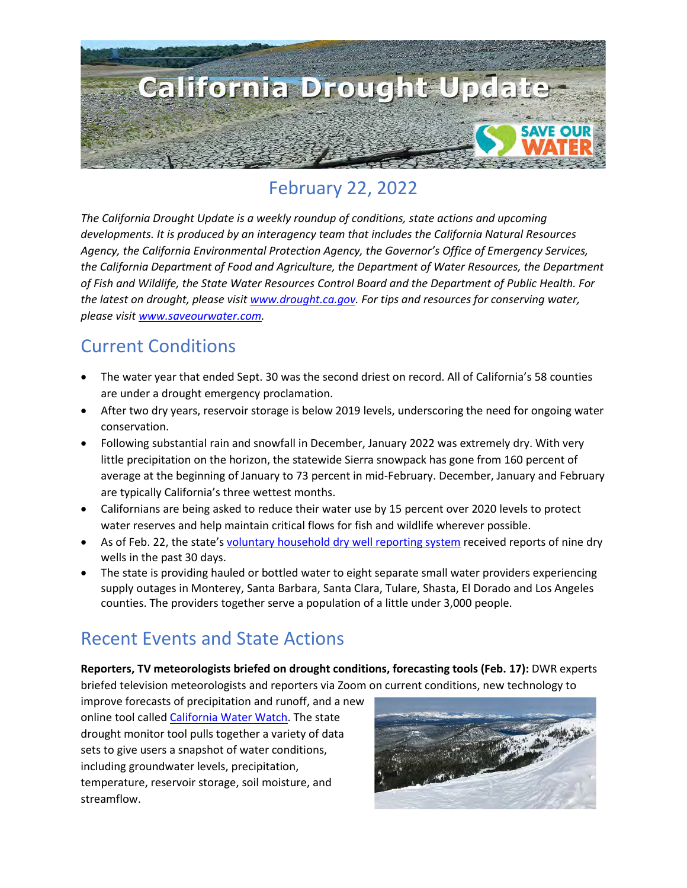# California Drought Update

## February 22, 2022

*The California Drought Update is a weekly roundup of conditions, state actions and upcoming developments. It is produced by an interagency team that includes the California Natural Resources Agency, the California Environmental Protection Agency, the Governor's Office of Emergency Services, the California Department of Food and Agriculture, the Department of Water Resources, the Department of Fish and Wildlife, the State Water Resources Control Board and the Department of Public Health. For the latest on drought, please visit [www.drought.ca.gov](www.drought.ca.gov). For tips and resources for conserving water, please visit [www.saveourwater.com](www.saveourwater.com).*

## Current Conditions

- The water year that ended Sept. 30 was the second driest on record. All of California's 58 counties are under a drought emergency proclamation.
- After two dry years, reservoir storage is below 2019 levels, underscoring the need for ongoing water conservation.
- Following substantial rain and snowfall in December, January 2022 was extremely dry. With very little precipitation on the horizon, the statewide Sierra snowpack has gone from 160 percent of average at the beginning of January to 73 percent in mid-February. December, January and February are typically California's three wettest months.
- Californians are being asked to reduce their water use by 15 percent over 2020 levels to protect water reserves and help maintain critical flows for fish and wildlife wherever possible.
- As of Feb. 22, the state's voluntary household dry well reporting system received reports of nine dry wells in the past 30 days.
- The state is providing hauled or bottled water to eight separate small water providers experiencing supply outages in Monterey, Santa Barbara, Santa Clara, Tulare, Shasta, El Dorado and Los Angeles counties. The providers together serve a population of a little under 3,000 people.

## Recent Events and State Actions

**Reporters, TV meteorologists briefed on drought conditions, forecasting tools (Feb. 17):** DWR experts briefed television meteorologists and reporters via Zoom on current conditions, new technology to improve forecasts of precipitation and runoff, and a new online tool called California Water Watch. The state drought monitor tool pulls together a variety of data sets to give users a snapshot of water conditions, including groundwater levels, precipitation, temperature, reservoir storage, soil moisture, and streamflow.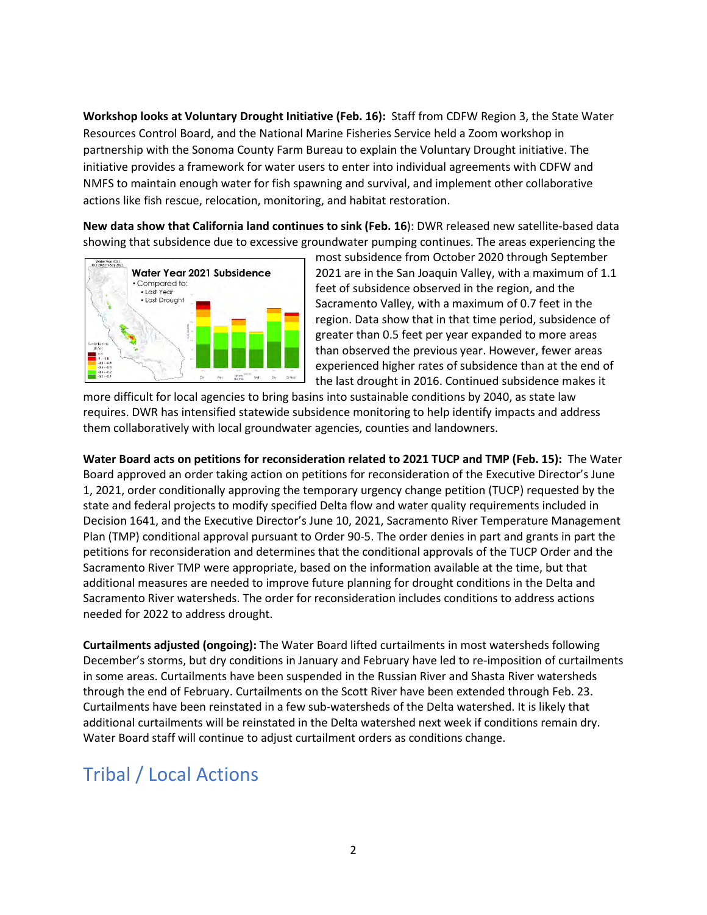**Workshop looks at Voluntary Drought Initiative (Feb. 16):** Staff from CDFW Region 3, the State Water Resources Control Board, and the National Marine Fisheries Service held a Zoom workshop in partnership with the Sonoma County Farm Bureau to explain the Voluntary Drought initiative. The initiative provides a framework for water users to enter into individual agreements with CDFW and NMFS to maintain enough water for fish spawning and survival, and implement other collaborative actions like fish rescue, relocation, monitoring, and habitat restoration.

**New data show that California land continues to sink (Feb. 16)**: DWR released new satellite-based data showing that subsidence due to excessive groundwater pumping continues. The areas experiencing the most subsidence from October 2020 through September 2021 are in the San Joaquin Valley, with a maximum of 1.1 feet of subsidence observed in the region, and the Sacramento Valley, with a maximum of 0.7 feet in the region. Data show that in that time period, subsidence of greater than 0.5 feet per year expanded to more areas than observed the previous year. However, fewer areas experienced higher rates of subsidence than at the end of the last drought in 2016. Continued subsidence makes it more difficult for local agencies to bring basins into sustainable conditions by 2040, as state law requires. DWR has intensified statewide subsidence monitoring to help identify impacts and address them collaboratively with local groundwater agencies, counties and landowners.

**Water Board acts on petitions for reconsideration related to 2021 TUCP and TMP (Feb. 15):** The Water Board approved an order taking action on petitions for reconsideration of the Executive Director's June 1, 2021, order conditionally approving the temporary urgency change petition (TUCP) requested by the state and federal projects to modify specified Delta flow and water quality requirements included in Decision 1641, and the Executive Director's June 10, 2021, Sacramento River Temperature Management Plan (TMP) conditional approval pursuant to Order 90-5. The order denies in part and grants in part the petitions for reconsideration and determines that the conditional approvals of the TUCP Order and the Sacramento River TMP were appropriate, based on the information available at the time, but that additional measures are needed to improve future planning for drought conditions in the Delta and Sacramento River watersheds. The order for reconsideration includes conditions to address actions needed for 2022 to address drought.

**Curtailments adjusted (ongoing):** The Water Board lifted curtailments in most watersheds following December's storms, but dry conditions in January and February have led to re-imposition of curtailments in some areas. Curtailments have been suspended in the Russian River and Shasta River watersheds through the end of February. Curtailments on the Scott River have been extended through Feb. 23. Curtailments have been reinstated in a few sub-watersheds of the Delta watershed. It is likely that additional curtailments will be reinstated in the Delta watershed next week if conditions remain dry. Water Board staff will continue to adjust curtailment orders as conditions change.

## Tribal / Local Actions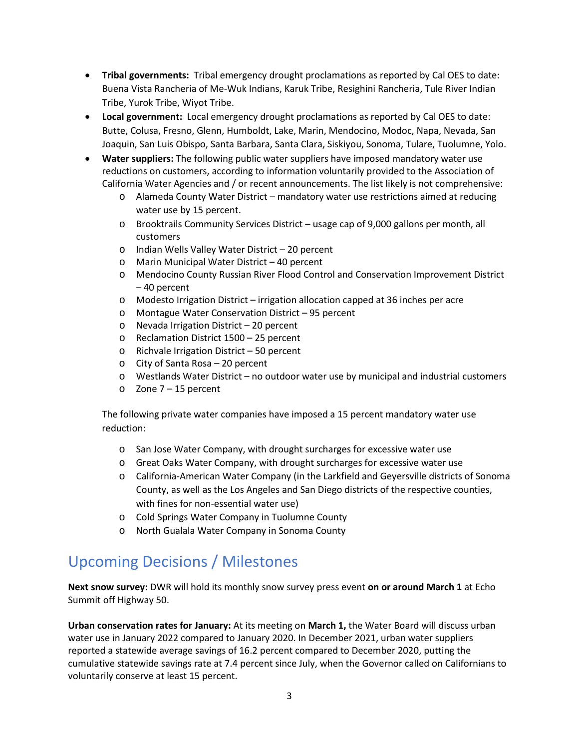- **Tribal governments:** Tribal emergency drought proclamations as reported by Cal OES to date: Buena Vista Rancheria of Me-Wuk Indians, Karuk Tribe, Resighini Rancheria, Tule River Indian Tribe, Yurok Tribe, Wiyot Tribe.
- **Local government:** Local emergency drought proclamations as reported by Cal OES to date: Butte, Colusa, Fresno, Glenn, Humboldt, Lake, Marin, Mendocino, Modoc, Napa, Nevada, San Joaquin, San Luis Obispo, Santa Barbara, Santa Clara, Siskiyou, Sonoma, Tulare, Tuolumne, Yolo.
- **Water suppliers:** The following public water suppliers have imposed mandatory water use reductions on customers, according to information voluntarily provided to the Association of California Water Agencies and / or recent announcements. The list likely is not comprehensive:
  - Alameda County Water District – mandatory water use restrictions aimed at reducing water use by 15 percent.
  - Brooktrails Community Services District – usage cap of 9,000 gallons per month, all customers
  - Indian Wells Valley Water District – 20 percent
  - Marin Municipal Water District – 40 percent
  - Mendocino County Russian River Flood Control and Conservation Improvement District – 40 percent
  - Modesto Irrigation District – irrigation allocation capped at 36 inches per acre
  - Montague Water Conservation District – 95 percent
  - Nevada Irrigation District – 20 percent
  - Reclamation District 1500 – 25 percent
  - Richvale Irrigation District – 50 percent
  - City of Santa Rosa – 20 percent
  - Westlands Water District – no outdoor water use by municipal and industrial customers
  - Zone 7 – 15 percent

  The following private water companies have imposed a 15 percent mandatory water use reduction:

  - San Jose Water Company, with drought surcharges for excessive water use
  - Great Oaks Water Company, with drought surcharges for excessive water use
  - California-American Water Company (in the Larkfield and Geyersville districts of Sonoma County, as well as the Los Angeles and San Diego districts of the respective counties, with fines for non-essential water use)
  - Cold Springs Water Company in Tuolumne County
  - North Gualala Water Company in Sonoma County

## Upcoming Decisions / Milestones

**Next snow survey:** DWR will hold its monthly snow survey press event **on or around March 1** at Echo Summit off Highway 50.

**Urban conservation rates for January:** At its meeting on **March 1,** the Water Board will discuss urban water use in January 2022 compared to January 2020. In December 2021, urban water suppliers reported a statewide average savings of 16.2 percent compared to December 2020, putting the cumulative statewide savings rate at 7.4 percent since July, when the Governor called on Californians to voluntarily conserve at least 15 percent.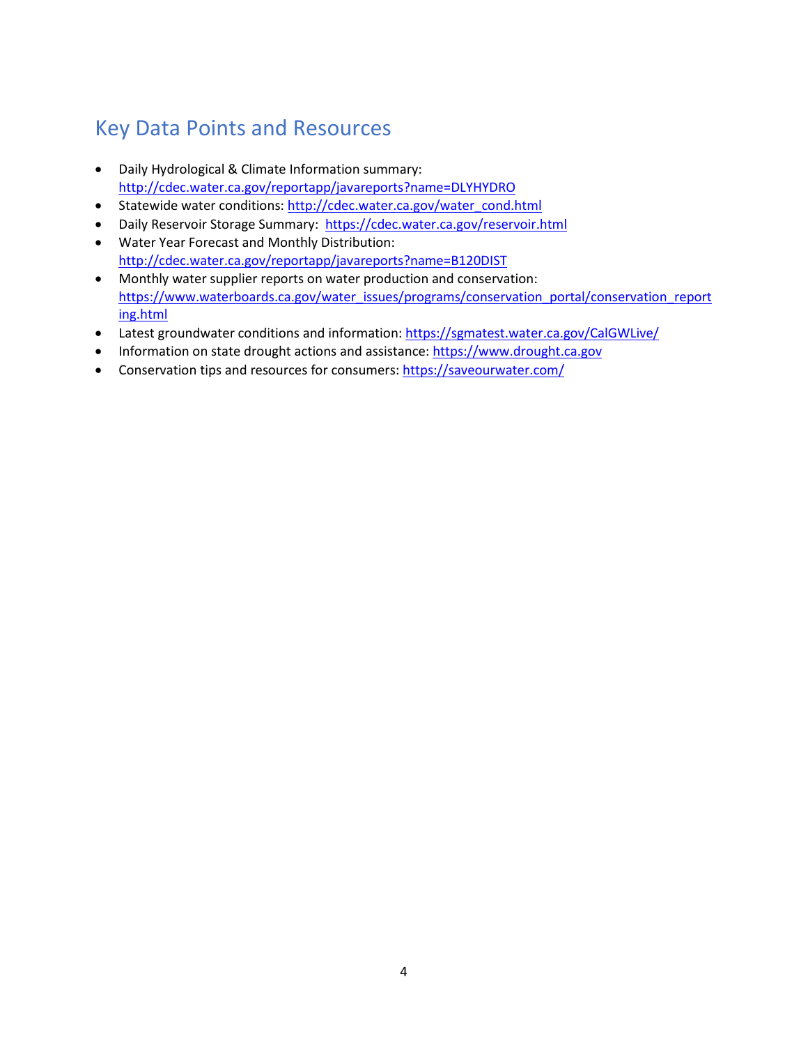## Key Data Points and Resources

- Daily Hydrological & Climate Information summary: http://cdec.water.ca.gov/reportapp/javareports?name=DLYHYDRO
- Statewide water conditions: http://cdec.water.ca.gov/water_cond.html
- Daily Reservoir Storage Summary: https://cdec.water.ca.gov/reservoir.html
- Water Year Forecast and Monthly Distribution: http://cdec.water.ca.gov/reportapp/javareports?name=B120DIST
- Monthly water supplier reports on water production and conservation: https://www.waterboards.ca.gov/water_issues/programs/conservation_portal/conservation_reporting.html
- Latest groundwater conditions and information: https://sgmatest.water.ca.gov/CalGWLive/
- Information on state drought actions and assistance: https://www.drought.ca.gov
- Conservation tips and resources for consumers: https://saveourwater.com/